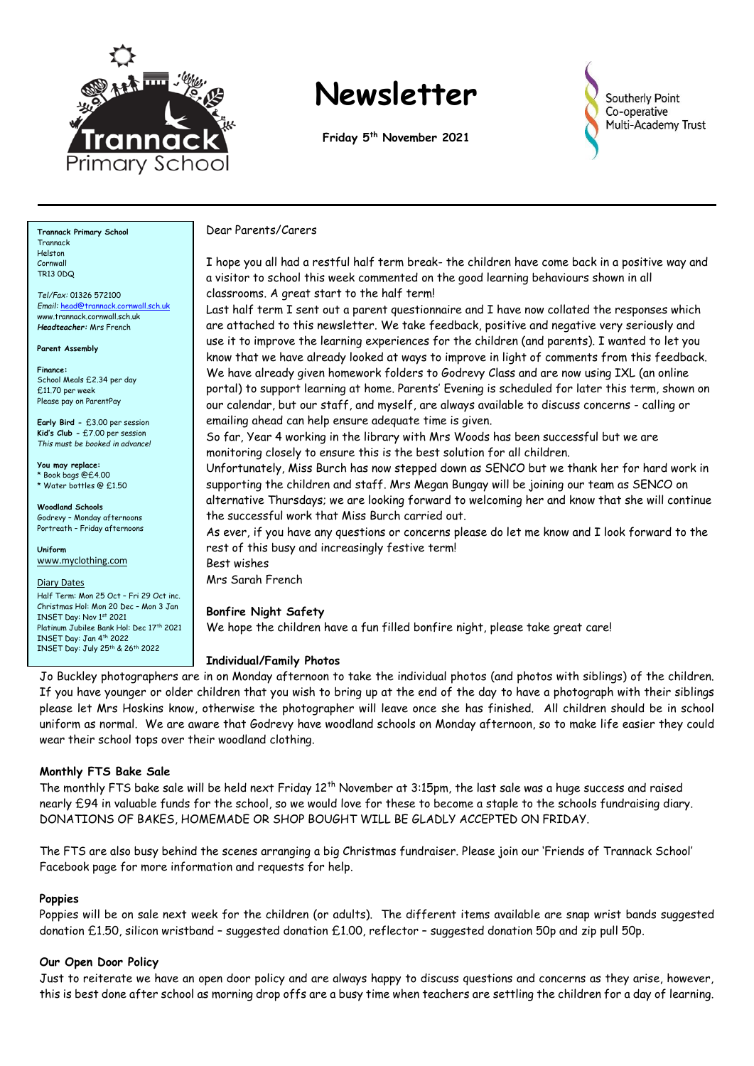# Trannack Primary School

# Newsletter

**Friday 5th November 2021**

Southerly Point Co-operative Multi-Academy Trust

**Trannack Primary School**
Trannack
Helston
Cornwall
TR13 0DQ

*Tel/Fax:* 01326 572100
*Email:* head@trannack.cornwall.sch.uk
www.trannack.cornwall.sch.uk
***Headteacher:*** Mrs French

**Parent Assembly**

**Finance:**
School Meals £2.34 per day
£11.70 per week
Please pay on ParentPay

**Early Bird** - £3.00 per session
**Kid's Club** - £7.00 per session
*This must be booked in advance!*

**You may replace:**
* Book bags @£4.00
* Water bottles @ £1.50

**Woodland Schools**
Godrevy – Monday afternoons
Portreath – Friday afternoons

**Uniform**
www.myclothing.com

Diary Dates
Half Term: Mon 25 Oct – Fri 29 Oct inc.
Christmas Hol: Mon 20 Dec – Mon 3 Jan
INSET Day: Nov 1st 2021
Platinum Jubilee Bank Hol: Dec 17th 2021
INSET Day: Jan 4th 2022
INSET Day: July 25th & 26th 2022

Dear Parents/Carers

I hope you all had a restful half term break- the children have come back in a positive way and a visitor to school this week commented on the good learning behaviours shown in all classrooms. A great start to the half term!

Last half term I sent out a parent questionnaire and I have now collated the responses which are attached to this newsletter. We take feedback, positive and negative very seriously and use it to improve the learning experiences for the children (and parents). I wanted to let you know that we have already looked at ways to improve in light of comments from this feedback. We have already given homework folders to Godrevy Class and are now using IXL (an online portal) to support learning at home. Parents' Evening is scheduled for later this term, shown on our calendar, but our staff, and myself, are always available to discuss concerns - calling or emailing ahead can help ensure adequate time is given.

So far, Year 4 working in the library with Mrs Woods has been successful but we are monitoring closely to ensure this is the best solution for all children.

Unfortunately, Miss Burch has now stepped down as SENCO but we thank her for hard work in supporting the children and staff. Mrs Megan Bungay will be joining our team as SENCO on alternative Thursdays; we are looking forward to welcoming her and know that she will continue the successful work that Miss Burch carried out.

As ever, if you have any questions or concerns please do let me know and I look forward to the rest of this busy and increasingly festive term!

Best wishes

Mrs Sarah French

### Bonfire Night Safety

We hope the children have a fun filled bonfire night, please take great care!

### Individual/Family Photos

Jo Buckley photographers are in on Monday afternoon to take the individual photos (and photos with siblings) of the children. If you have younger or older children that you wish to bring up at the end of the day to have a photograph with their siblings please let Mrs Hoskins know, otherwise the photographer will leave once she has finished. All children should be in school uniform as normal. We are aware that Godrevy have woodland schools on Monday afternoon, so to make life easier they could wear their school tops over their woodland clothing.

### Monthly FTS Bake Sale

The monthly FTS bake sale will be held next Friday 12th November at 3:15pm, the last sale was a huge success and raised nearly £94 in valuable funds for the school, so we would love for these to become a staple to the schools fundraising diary. DONATIONS OF BAKES, HOMEMADE OR SHOP BOUGHT WILL BE GLADLY ACCEPTED ON FRIDAY.

The FTS are also busy behind the scenes arranging a big Christmas fundraiser. Please join our 'Friends of Trannack School' Facebook page for more information and requests for help.

### Poppies

Poppies will be on sale next week for the children (or adults). The different items available are snap wrist bands suggested donation £1.50, silicon wristband – suggested donation £1.00, reflector – suggested donation 50p and zip pull 50p.

### Our Open Door Policy

Just to reiterate we have an open door policy and are always happy to discuss questions and concerns as they arise, however, this is best done after school as morning drop offs are a busy time when teachers are settling the children for a day of learning.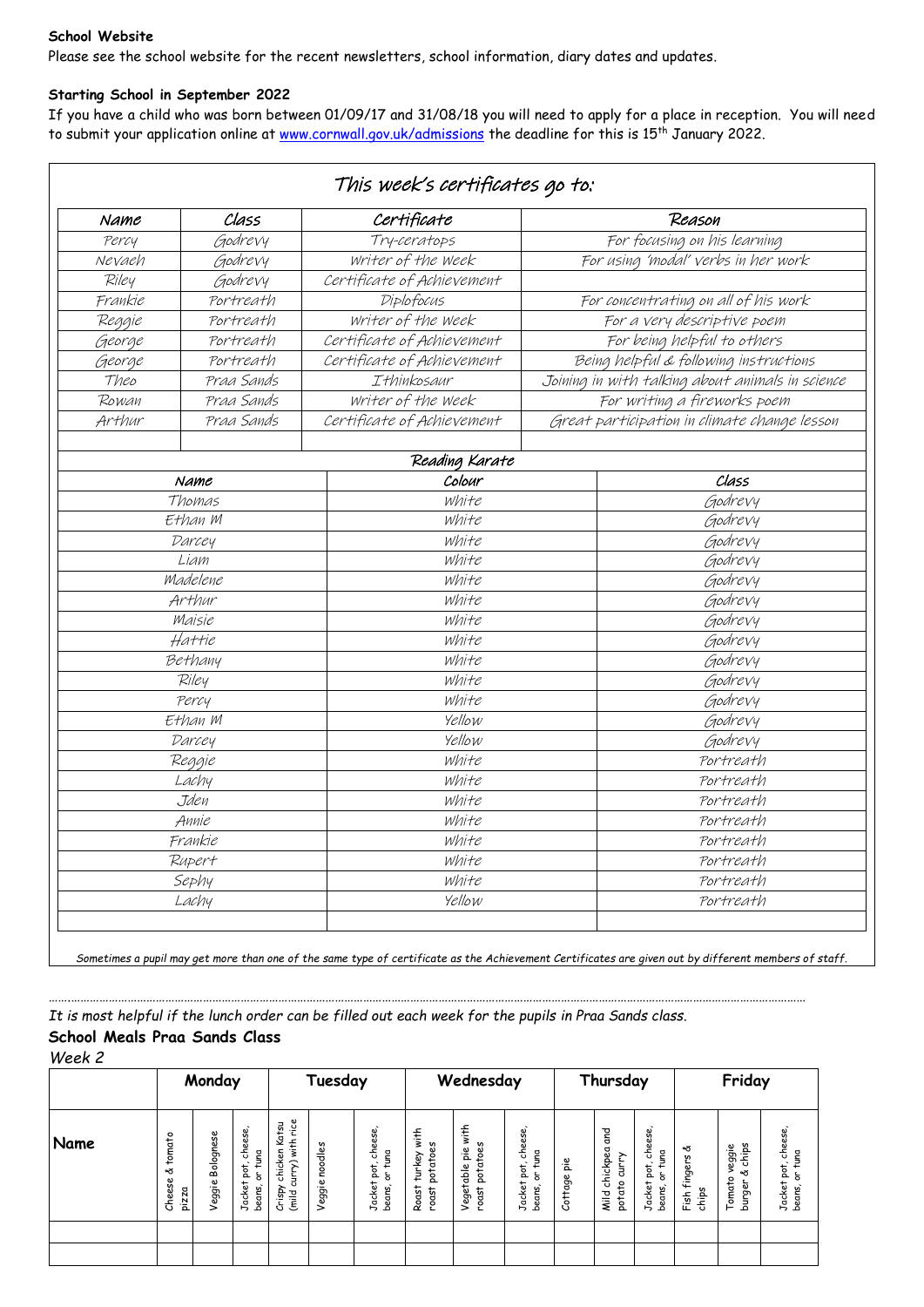**School Website**

Please see the school website for the recent newsletters, school information, diary dates and updates.

**Starting School in September 2022**

If you have a child who was born between 01/09/17 and 31/08/18 you will need to apply for a place in reception. You will need to submit your application online at www.cornwall.gov.uk/admissions the deadline for this is 15th January 2022.

## This week's certificates go to:

| Name | Class | Certificate | Reason |
|---|---|---|---|
| Percy | Godrevy | Try-ceratops | For focusing on his learning |
| Nevaeh | Godrevy | Writer of the Week | For using 'modal' verbs in her work |
| Riley | Godrevy | Certificate of Achievement | |
| Frankie | Portreath | Diplofocus | For concentrating on all of his work |
| Reggie | Portreath | Writer of the Week | For a very descriptive poem |
| George | Portreath | Certificate of Achievement | For being helpful to others |
| George | Portreath | Certificate of Achievement | Being helpful & following instructions |
| Theo | Praa Sands | Ithinkosaur | Joining in with talking about animals in science |
| Rowan | Praa Sands | Writer of the Week | For writing a fireworks poem |
| Arthur | Praa Sands | Certificate of Achievement | Great participation in climate change lesson |

### Reading Karate

| Name | Colour | Class |
|---|---|---|
| Thomas | White | Godrevy |
| Ethan M | White | Godrevy |
| Darcey | White | Godrevy |
| Liam | White | Godrevy |
| Madelene | White | Godrevy |
| Arthur | White | Godrevy |
| Maisie | White | Godrevy |
| Hattie | White | Godrevy |
| Bethany | White | Godrevy |
| Riley | White | Godrevy |
| Percy | White | Godrevy |
| Ethan M | Yellow | Godrevy |
| Darcey | Yellow | Godrevy |
| Reggie | White | Portreath |
| Lachy | White | Portreath |
| Jden | White | Portreath |
| Annie | White | Portreath |
| Frankie | White | Portreath |
| Rupert | White | Portreath |
| Sephy | White | Portreath |
| Lachy | Yellow | Portreath |

*Sometimes a pupil may get more than one of the same type of certificate as the Achievement Certificates are given out by different members of staff.*

*It is most helpful if the lunch order can be filled out each week for the pupils in Praa Sands class.*

**School Meals Praa Sands Class**

*Week 2*

| | Monday | | | Tuesday | | | Wednesday | | | Thursday | | | Friday | | |
|---|---|---|---|---|---|---|---|---|---|---|---|---|---|---|---|
| **Name** | Cheese & tomato pizza | Veggie Bolognese | Jacket pot, cheese, beans, or tuna | Crispy chicken Katsu (mild curry) with rice | Veggie noodles | Jacket pot, cheese, beans, or tuna | Roast turkey with roast potatoes | Vegetable pie with roast potatoes | Jacket pot, cheese, beans, or tuna | Cottage pie | Mild chickpea and potato curry | Jacket pot, cheese, beans, or tuna | Fish fingers & chips | Tomato veggie burger & chips | Jacket pot, cheese, beans, or tuna |
| | | | | | | | | | | | | | | | |
| | | | | | | | | | | | | | | | |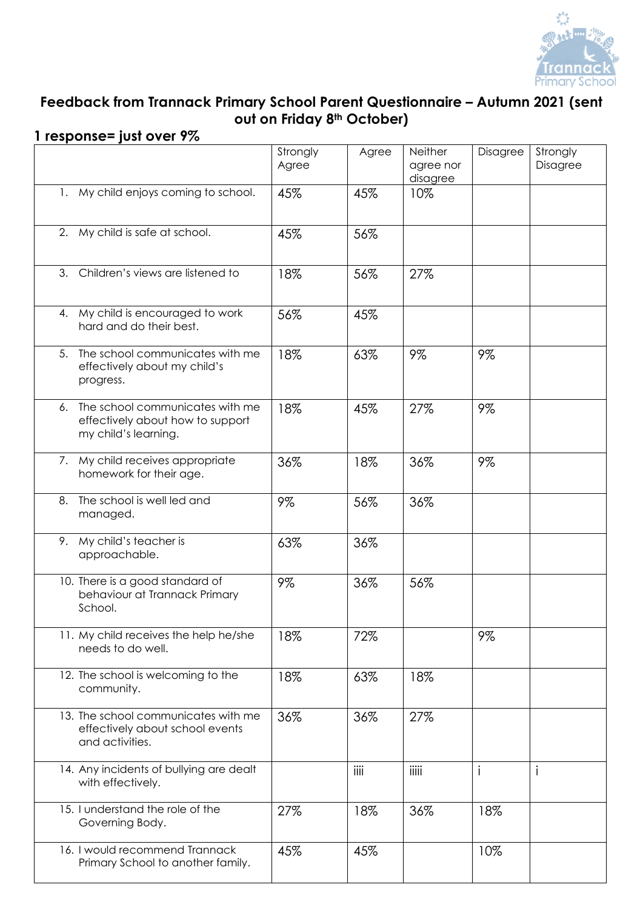## Feedback from Trannack Primary School Parent Questionnaire – Autumn 2021 (sent out on Friday 8th October)

### 1 response= just over 9%

| | Strongly Agree | Agree | Neither agree nor disagree | Disagree | Strongly Disagree |
|---|---|---|---|---|---|
| 1. My child enjoys coming to school. | 45% | 45% | 10% | | |
| 2. My child is safe at school. | 45% | 56% | | | |
| 3. Children's views are listened to | 18% | 56% | 27% | | |
| 4. My child is encouraged to work hard and do their best. | 56% | 45% | | | |
| 5. The school communicates with me effectively about my child's progress. | 18% | 63% | 9% | 9% | |
| 6. The school communicates with me effectively about how to support my child's learning. | 18% | 45% | 27% | 9% | |
| 7. My child receives appropriate homework for their age. | 36% | 18% | 36% | 9% | |
| 8. The school is well led and managed. | 9% | 56% | 36% | | |
| 9. My child's teacher is approachable. | 63% | 36% | | | |
| 10. There is a good standard of behaviour at Trannack Primary School. | 9% | 36% | 56% | | |
| 11. My child receives the help he/she needs to do well. | 18% | 72% | | 9% | |
| 12. The school is welcoming to the community. | 18% | 63% | 18% | | |
| 13. The school communicates with me effectively about school events and activities. | 36% | 36% | 27% | | |
| 14. Any incidents of bullying are dealt with effectively. | | iiii | iiiii | i | i |
| 15. I understand the role of the Governing Body. | 27% | 18% | 36% | 18% | |
| 16. I would recommend Trannack Primary School to another family. | 45% | 45% | | 10% | |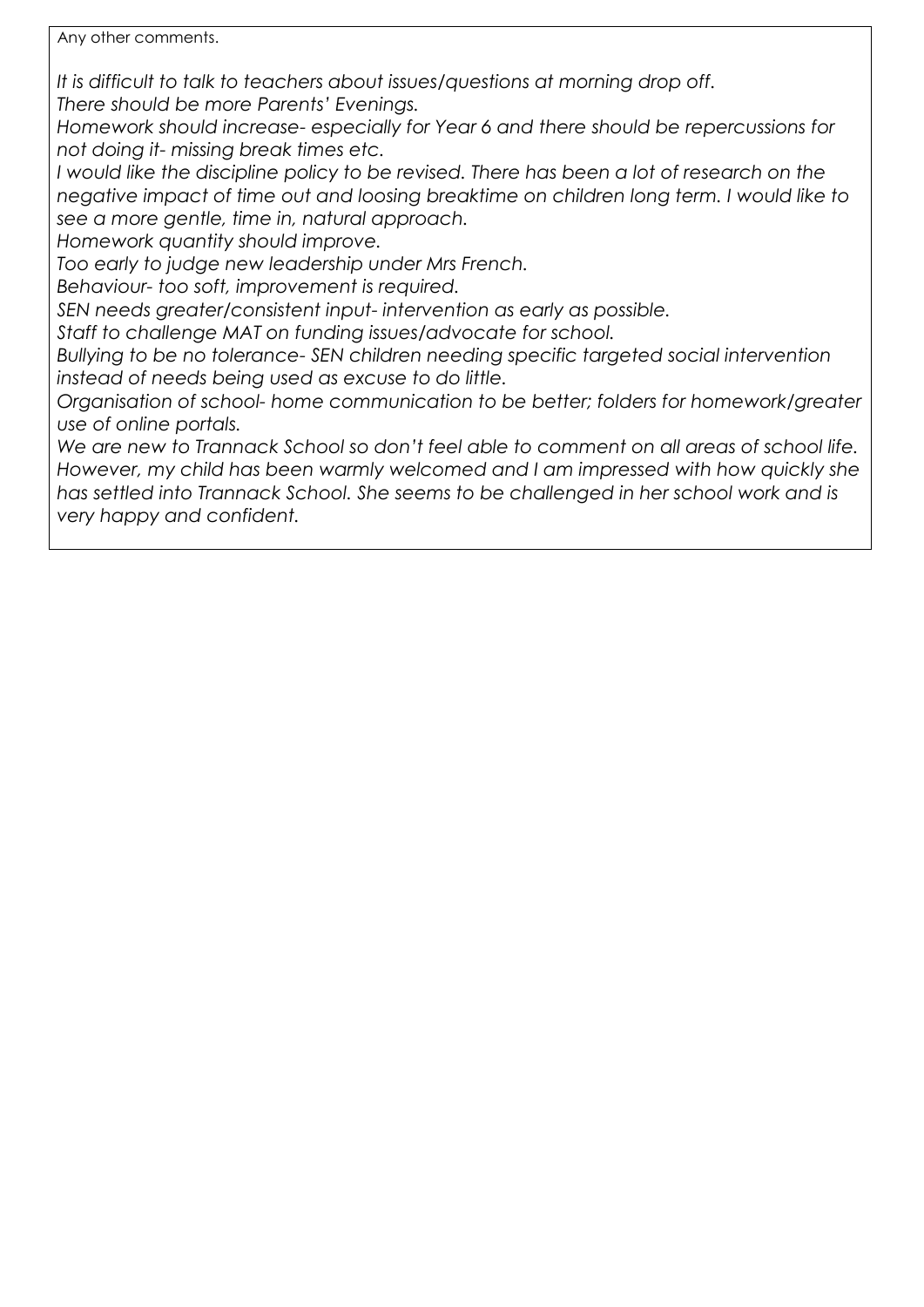Any other comments.

*It is difficult to talk to teachers about issues/questions at morning drop off.*
*There should be more Parents' Evenings.*
*Homework should increase- especially for Year 6 and there should be repercussions for not doing it- missing break times etc.*
*I would like the discipline policy to be revised. There has been a lot of research on the negative impact of time out and loosing breaktime on children long term. I would like to see a more gentle, time in, natural approach.*
*Homework quantity should improve.*
*Too early to judge new leadership under Mrs French.*
*Behaviour- too soft, improvement is required.*
*SEN needs greater/consistent input- intervention as early as possible.*
*Staff to challenge MAT on funding issues/advocate for school.*
*Bullying to be no tolerance- SEN children needing specific targeted social intervention instead of needs being used as excuse to do little.*
*Organisation of school- home communication to be better; folders for homework/greater use of online portals.*
*We are new to Trannack School so don't feel able to comment on all areas of school life. However, my child has been warmly welcomed and I am impressed with how quickly she has settled into Trannack School. She seems to be challenged in her school work and is very happy and confident.*